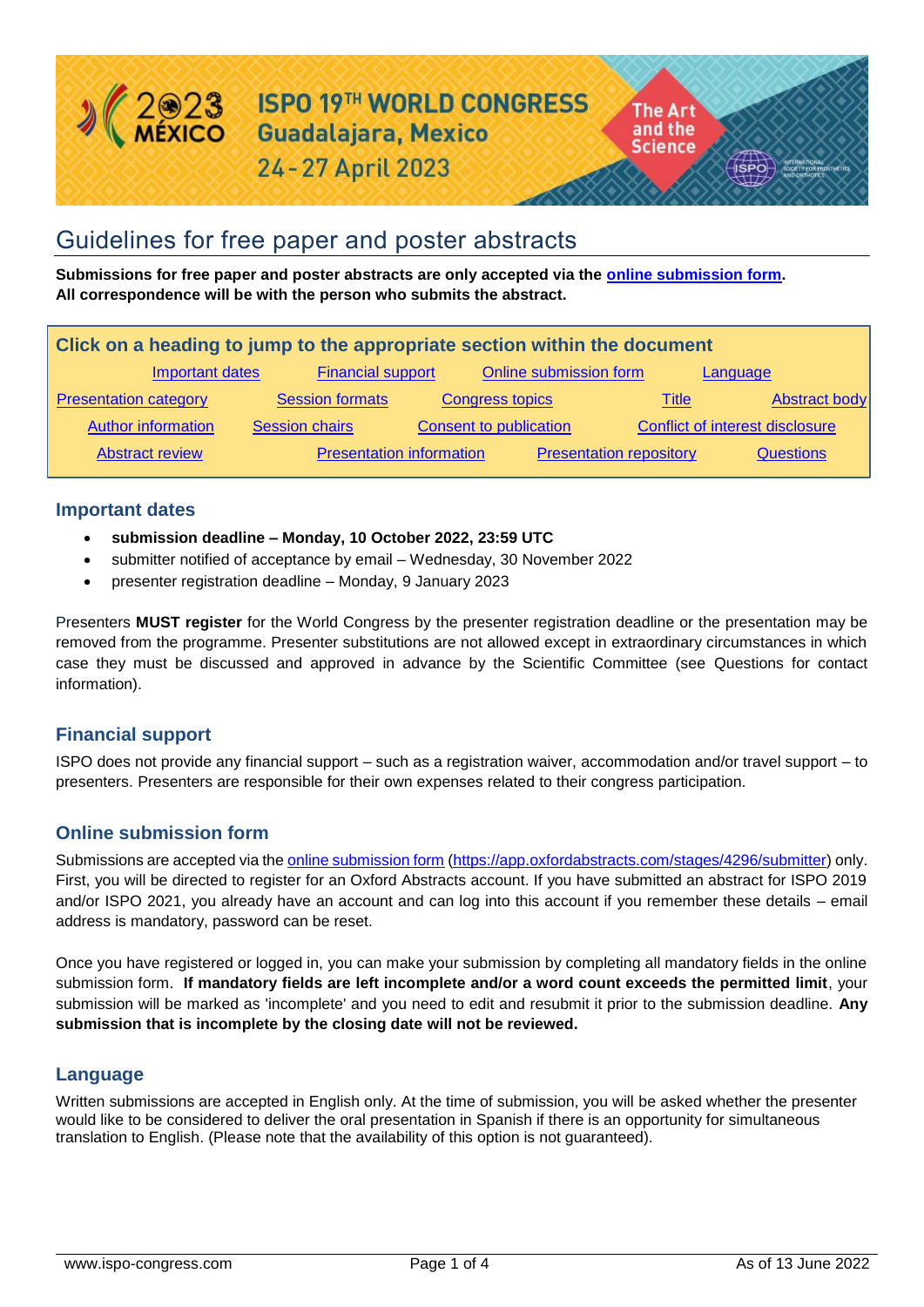# ISPO 19TH WORLD CONGRESS
Guadalajara, Mexico
24-27 April 2023

The Art and the Science

# Guidelines for free paper and poster abstracts

**Submissions for free paper and poster abstracts are only accepted via the [online submission form](https://app.oxfordabstracts.com/stages/4296/submitter). All correspondence will be with the person who submits the abstract.**

**Click on a heading to jump to the appropriate section within the document**

| | | | | |
|---|---|---|---|---|
| Important dates | Financial support | Online submission form | Language | |
| Presentation category | Session formats | Congress topics | Title | Abstract body |
| Author information | Session chairs | Consent to publication | Conflict of interest disclosure | |
| Abstract review | Presentation information | Presentation repository | Questions | |

## Important dates

- **submission deadline – Monday, 10 October 2022, 23:59 UTC**
- submitter notified of acceptance by email – Wednesday, 30 November 2022
- presenter registration deadline – Monday, 9 January 2023

Presenters **MUST register** for the World Congress by the presenter registration deadline or the presentation may be removed from the programme. Presenter substitutions are not allowed except in extraordinary circumstances in which case they must be discussed and approved in advance by the Scientific Committee (see Questions for contact information).

## Financial support

ISPO does not provide any financial support – such as a registration waiver, accommodation and/or travel support – to presenters. Presenters are responsible for their own expenses related to their congress participation.

## Online submission form

Submissions are accepted via the [online submission form](https://app.oxfordabstracts.com/stages/4296/submitter) (https://app.oxfordabstracts.com/stages/4296/submitter) only. First, you will be directed to register for an Oxford Abstracts account. If you have submitted an abstract for ISPO 2019 and/or ISPO 2021, you already have an account and can log into this account if you remember these details – email address is mandatory, password can be reset.

Once you have registered or logged in, you can make your submission by completing all mandatory fields in the online submission form. **If mandatory fields are left incomplete and/or a word count exceeds the permitted limit**, your submission will be marked as 'incomplete' and you need to edit and resubmit it prior to the submission deadline. **Any submission that is incomplete by the closing date will not be reviewed.**

## Language

Written submissions are accepted in English only. At the time of submission, you will be asked whether the presenter would like to be considered to deliver the oral presentation in Spanish if there is an opportunity for simultaneous translation to English. (Please note that the availability of this option is not guaranteed).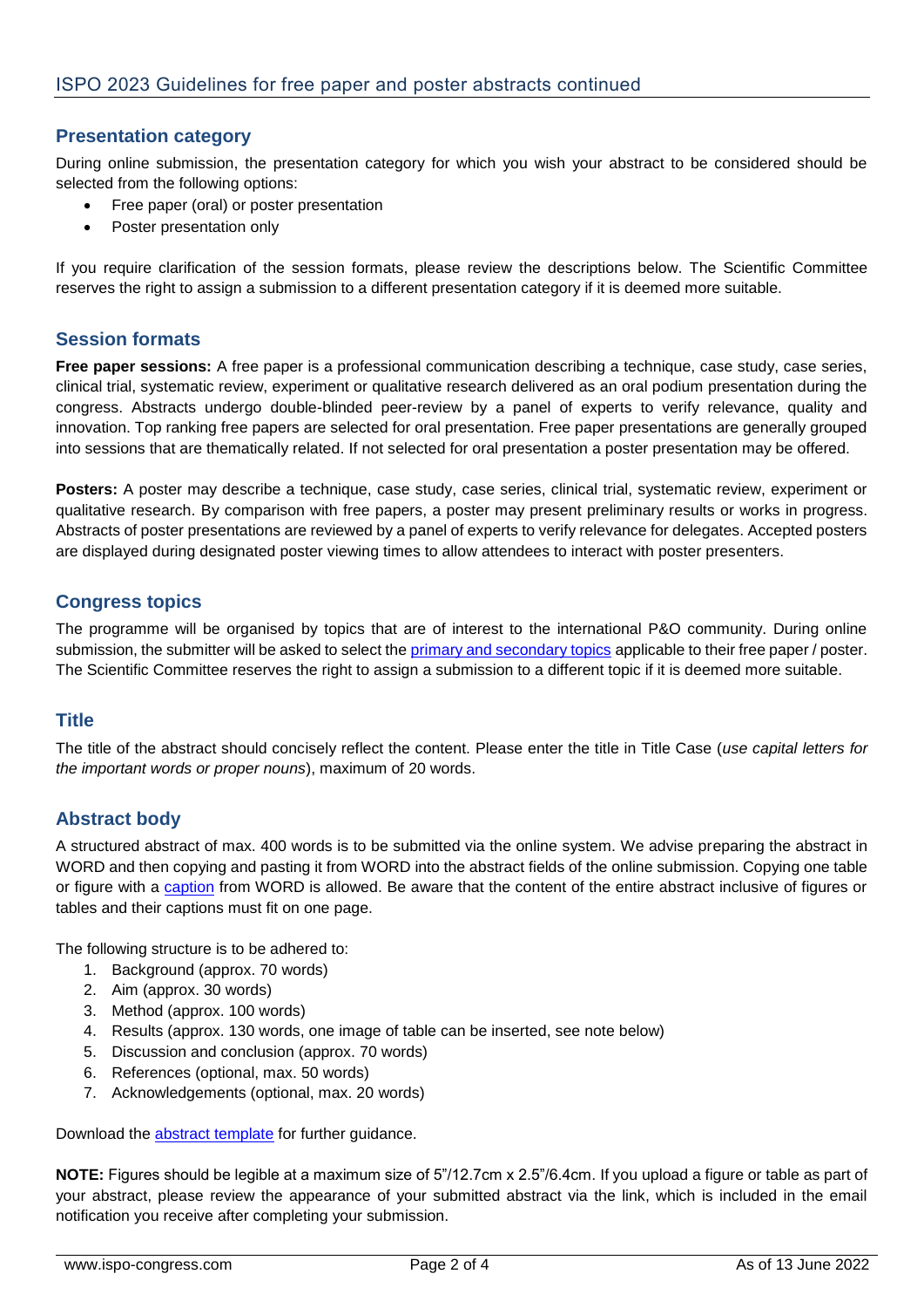## Presentation category

During online submission, the presentation category for which you wish your abstract to be considered should be selected from the following options:

- Free paper (oral) or poster presentation
- Poster presentation only

If you require clarification of the session formats, please review the descriptions below. The Scientific Committee reserves the right to assign a submission to a different presentation category if it is deemed more suitable.

## Session formats

**Free paper sessions:** A free paper is a professional communication describing a technique, case study, case series, clinical trial, systematic review, experiment or qualitative research delivered as an oral podium presentation during the congress. Abstracts undergo double-blinded peer-review by a panel of experts to verify relevance, quality and innovation. Top ranking free papers are selected for oral presentation. Free paper presentations are generally grouped into sessions that are thematically related. If not selected for oral presentation a poster presentation may be offered.

**Posters:** A poster may describe a technique, case study, case series, clinical trial, systematic review, experiment or qualitative research. By comparison with free papers, a poster may present preliminary results or works in progress. Abstracts of poster presentations are reviewed by a panel of experts to verify relevance for delegates. Accepted posters are displayed during designated poster viewing times to allow attendees to interact with poster presenters.

## Congress topics

The programme will be organised by topics that are of interest to the international P&O community. During online submission, the submitter will be asked to select the primary and secondary topics applicable to their free paper / poster. The Scientific Committee reserves the right to assign a submission to a different topic if it is deemed more suitable.

## Title

The title of the abstract should concisely reflect the content. Please enter the title in Title Case (*use capital letters for the important words or proper nouns*), maximum of 20 words.

## Abstract body

A structured abstract of max. 400 words is to be submitted via the online system. We advise preparing the abstract in WORD and then copying and pasting it from WORD into the abstract fields of the online submission. Copying one table or figure with a caption from WORD is allowed. Be aware that the content of the entire abstract inclusive of figures or tables and their captions must fit on one page.

The following structure is to be adhered to:

1. Background (approx. 70 words)
2. Aim (approx. 30 words)
3. Method (approx. 100 words)
4. Results (approx. 130 words, one image of table can be inserted, see note below)
5. Discussion and conclusion (approx. 70 words)
6. References (optional, max. 50 words)
7. Acknowledgements (optional, max. 20 words)

Download the abstract template for further guidance.

**NOTE:** Figures should be legible at a maximum size of 5"/12.7cm x 2.5"/6.4cm. If you upload a figure or table as part of your abstract, please review the appearance of your submitted abstract via the link, which is included in the email notification you receive after completing your submission.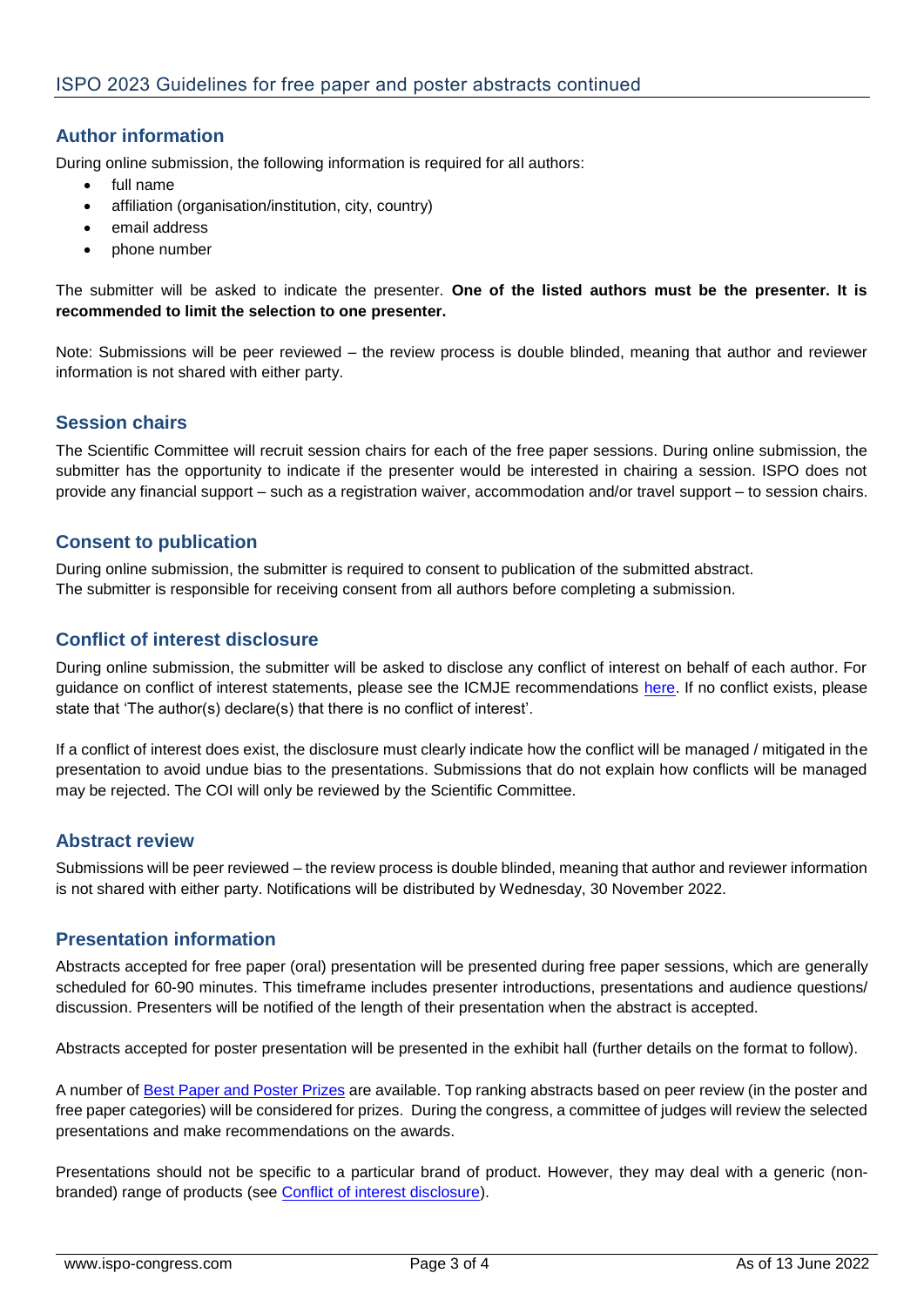## Author information

During online submission, the following information is required for all authors:

- full name
- affiliation (organisation/institution, city, country)
- email address
- phone number

The submitter will be asked to indicate the presenter. **One of the listed authors must be the presenter. It is recommended to limit the selection to one presenter.**

Note: Submissions will be peer reviewed – the review process is double blinded, meaning that author and reviewer information is not shared with either party.

## Session chairs

The Scientific Committee will recruit session chairs for each of the free paper sessions. During online submission, the submitter has the opportunity to indicate if the presenter would be interested in chairing a session. ISPO does not provide any financial support – such as a registration waiver, accommodation and/or travel support – to session chairs.

## Consent to publication

During online submission, the submitter is required to consent to publication of the submitted abstract.
The submitter is responsible for receiving consent from all authors before completing a submission.

## Conflict of interest disclosure

During online submission, the submitter will be asked to disclose any conflict of interest on behalf of each author. For guidance on conflict of interest statements, please see the ICMJE recommendations here. If no conflict exists, please state that 'The author(s) declare(s) that there is no conflict of interest'.

If a conflict of interest does exist, the disclosure must clearly indicate how the conflict will be managed / mitigated in the presentation to avoid undue bias to the presentations. Submissions that do not explain how conflicts will be managed may be rejected. The COI will only be reviewed by the Scientific Committee.

## Abstract review

Submissions will be peer reviewed – the review process is double blinded, meaning that author and reviewer information is not shared with either party. Notifications will be distributed by Wednesday, 30 November 2022.

## Presentation information

Abstracts accepted for free paper (oral) presentation will be presented during free paper sessions, which are generally scheduled for 60-90 minutes. This timeframe includes presenter introductions, presentations and audience questions/ discussion. Presenters will be notified of the length of their presentation when the abstract is accepted.

Abstracts accepted for poster presentation will be presented in the exhibit hall (further details on the format to follow).

A number of Best Paper and Poster Prizes are available. Top ranking abstracts based on peer review (in the poster and free paper categories) will be considered for prizes. During the congress, a committee of judges will review the selected presentations and make recommendations on the awards.

Presentations should not be specific to a particular brand of product. However, they may deal with a generic (non-branded) range of products (see Conflict of interest disclosure).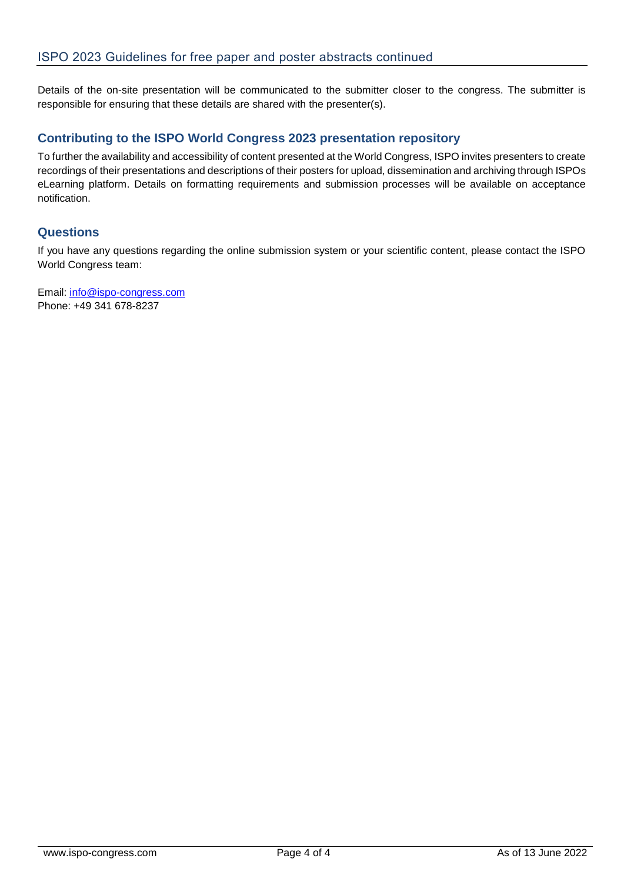Details of the on-site presentation will be communicated to the submitter closer to the congress. The submitter is responsible for ensuring that these details are shared with the presenter(s).

## Contributing to the ISPO World Congress 2023 presentation repository

To further the availability and accessibility of content presented at the World Congress, ISPO invites presenters to create recordings of their presentations and descriptions of their posters for upload, dissemination and archiving through ISPOs eLearning platform. Details on formatting requirements and submission processes will be available on acceptance notification.

## Questions

If you have any questions regarding the online submission system or your scientific content, please contact the ISPO World Congress team:

Email: info@ispo-congress.com
Phone: +49 341 678-8237